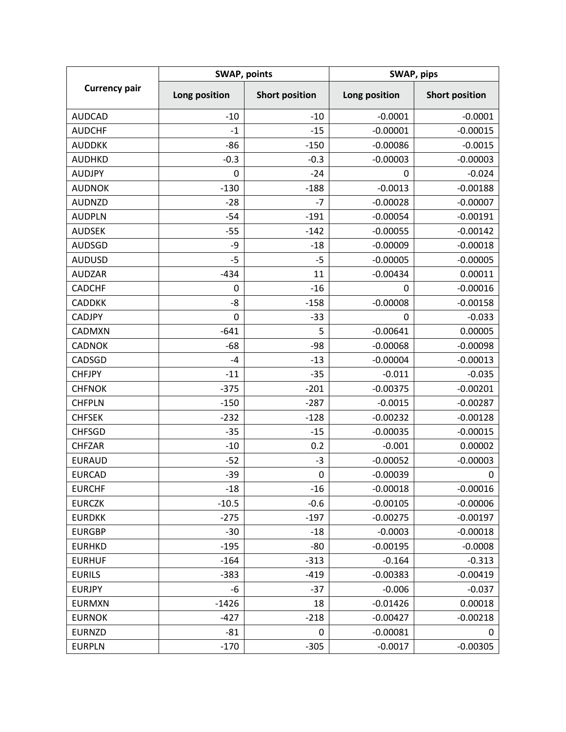| Currency pair | SWAP, points | | SWAP, pips | |
|---|---|---|---|---|
| | Long position | Short position | Long position | Short position |
| AUDCAD | -10 | -10 | -0.0001 | -0.0001 |
| AUDCHF | -1 | -15 | -0.00001 | -0.00015 |
| AUDDKK | -86 | -150 | -0.00086 | -0.0015 |
| AUDHKD | -0.3 | -0.3 | -0.00003 | -0.00003 |
| AUDJPY | 0 | -24 | 0 | -0.024 |
| AUDNOK | -130 | -188 | -0.0013 | -0.00188 |
| AUDNZD | -28 | -7 | -0.00028 | -0.00007 |
| AUDPLN | -54 | -191 | -0.00054 | -0.00191 |
| AUDSEK | -55 | -142 | -0.00055 | -0.00142 |
| AUDSGD | -9 | -18 | -0.00009 | -0.00018 |
| AUDUSD | -5 | -5 | -0.00005 | -0.00005 |
| AUDZAR | -434 | 11 | -0.00434 | 0.00011 |
| CADCHF | 0 | -16 | 0 | -0.00016 |
| CADDKK | -8 | -158 | -0.00008 | -0.00158 |
| CADJPY | 0 | -33 | 0 | -0.033 |
| CADMXN | -641 | 5 | -0.00641 | 0.00005 |
| CADNOK | -68 | -98 | -0.00068 | -0.00098 |
| CADSGD | -4 | -13 | -0.00004 | -0.00013 |
| CHFJPY | -11 | -35 | -0.011 | -0.035 |
| CHFNOK | -375 | -201 | -0.00375 | -0.00201 |
| CHFPLN | -150 | -287 | -0.0015 | -0.00287 |
| CHFSEK | -232 | -128 | -0.00232 | -0.00128 |
| CHFSGD | -35 | -15 | -0.00035 | -0.00015 |
| CHFZAR | -10 | 0.2 | -0.001 | 0.00002 |
| EURAUD | -52 | -3 | -0.00052 | -0.00003 |
| EURCAD | -39 | 0 | -0.00039 | 0 |
| EURCHF | -18 | -16 | -0.00018 | -0.00016 |
| EURCZK | -10.5 | -0.6 | -0.00105 | -0.00006 |
| EURDKK | -275 | -197 | -0.00275 | -0.00197 |
| EURGBP | -30 | -18 | -0.0003 | -0.00018 |
| EURHKD | -195 | -80 | -0.00195 | -0.0008 |
| EURHUF | -164 | -313 | -0.164 | -0.313 |
| EURILS | -383 | -419 | -0.00383 | -0.00419 |
| EURJPY | -6 | -37 | -0.006 | -0.037 |
| EURMXN | -1426 | 18 | -0.01426 | 0.00018 |
| EURNOK | -427 | -218 | -0.00427 | -0.00218 |
| EURNZD | -81 | 0 | -0.00081 | 0 |
| EURPLN | -170 | -305 | -0.0017 | -0.00305 |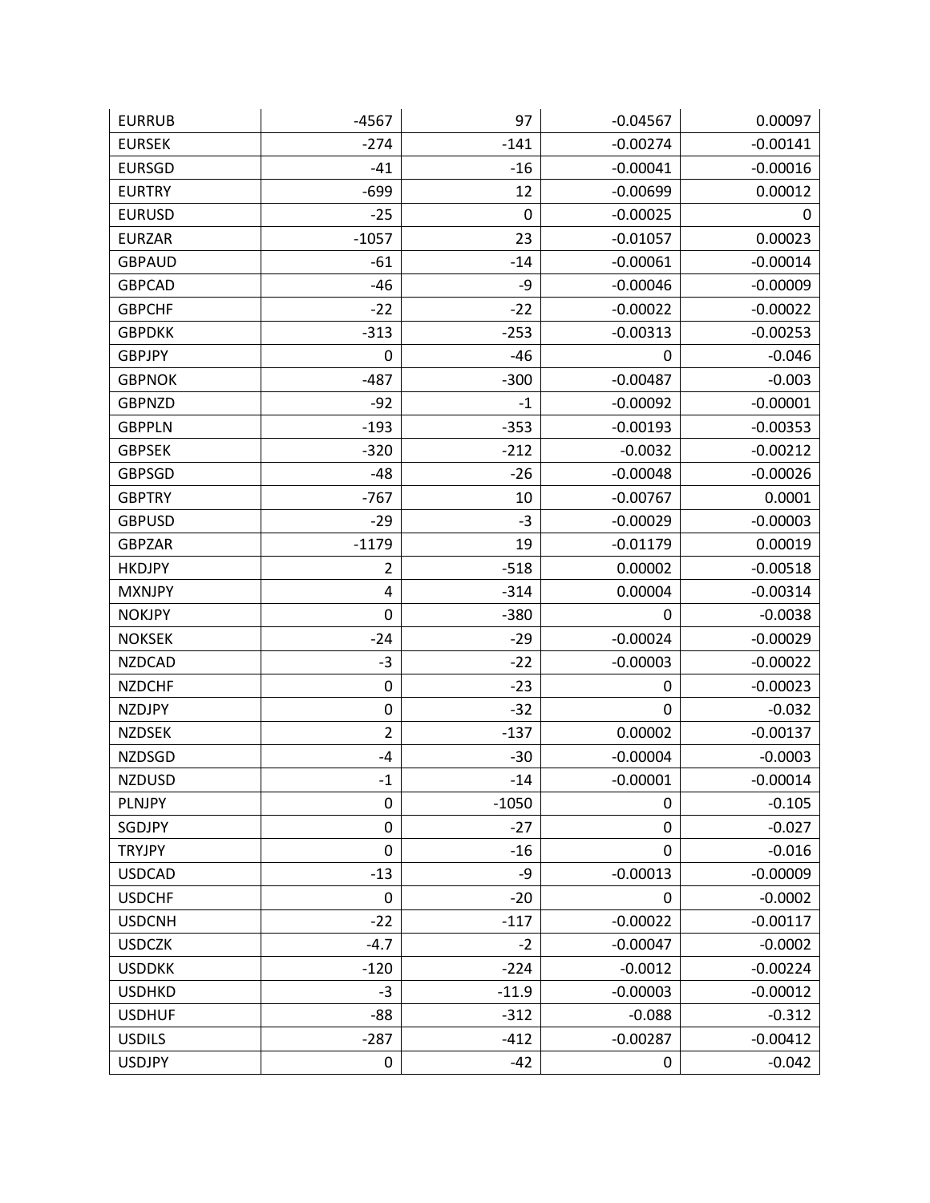| | | | | |
|---|---|---|---|---|
| EURRUB | -4567 | 97 | -0.04567 | 0.00097 |
| EURSEK | -274 | -141 | -0.00274 | -0.00141 |
| EURSGD | -41 | -16 | -0.00041 | -0.00016 |
| EURTRY | -699 | 12 | -0.00699 | 0.00012 |
| EURUSD | -25 | 0 | -0.00025 | 0 |
| EURZAR | -1057 | 23 | -0.01057 | 0.00023 |
| GBPAUD | -61 | -14 | -0.00061 | -0.00014 |
| GBPCAD | -46 | -9 | -0.00046 | -0.00009 |
| GBPCHF | -22 | -22 | -0.00022 | -0.00022 |
| GBPDKK | -313 | -253 | -0.00313 | -0.00253 |
| GBPJPY | 0 | -46 | 0 | -0.046 |
| GBPNOK | -487 | -300 | -0.00487 | -0.003 |
| GBPNZD | -92 | -1 | -0.00092 | -0.00001 |
| GBPPLN | -193 | -353 | -0.00193 | -0.00353 |
| GBPSEK | -320 | -212 | -0.0032 | -0.00212 |
| GBPSGD | -48 | -26 | -0.00048 | -0.00026 |
| GBPTRY | -767 | 10 | -0.00767 | 0.0001 |
| GBPUSD | -29 | -3 | -0.00029 | -0.00003 |
| GBPZAR | -1179 | 19 | -0.01179 | 0.00019 |
| HKDJPY | 2 | -518 | 0.00002 | -0.00518 |
| MXNJPY | 4 | -314 | 0.00004 | -0.00314 |
| NOKJPY | 0 | -380 | 0 | -0.0038 |
| NOKSEK | -24 | -29 | -0.00024 | -0.00029 |
| NZDCAD | -3 | -22 | -0.00003 | -0.00022 |
| NZDCHF | 0 | -23 | 0 | -0.00023 |
| NZDJPY | 0 | -32 | 0 | -0.032 |
| NZDSEK | 2 | -137 | 0.00002 | -0.00137 |
| NZDSGD | -4 | -30 | -0.00004 | -0.0003 |
| NZDUSD | -1 | -14 | -0.00001 | -0.00014 |
| PLNJPY | 0 | -1050 | 0 | -0.105 |
| SGDJPY | 0 | -27 | 0 | -0.027 |
| TRYJPY | 0 | -16 | 0 | -0.016 |
| USDCAD | -13 | -9 | -0.00013 | -0.00009 |
| USDCHF | 0 | -20 | 0 | -0.0002 |
| USDCNH | -22 | -117 | -0.00022 | -0.00117 |
| USDCZK | -4.7 | -2 | -0.00047 | -0.0002 |
| USDDKK | -120 | -224 | -0.0012 | -0.00224 |
| USDHKD | -3 | -11.9 | -0.00003 | -0.00012 |
| USDHUF | -88 | -312 | -0.088 | -0.312 |
| USDILS | -287 | -412 | -0.00287 | -0.00412 |
| USDJPY | 0 | -42 | 0 | -0.042 |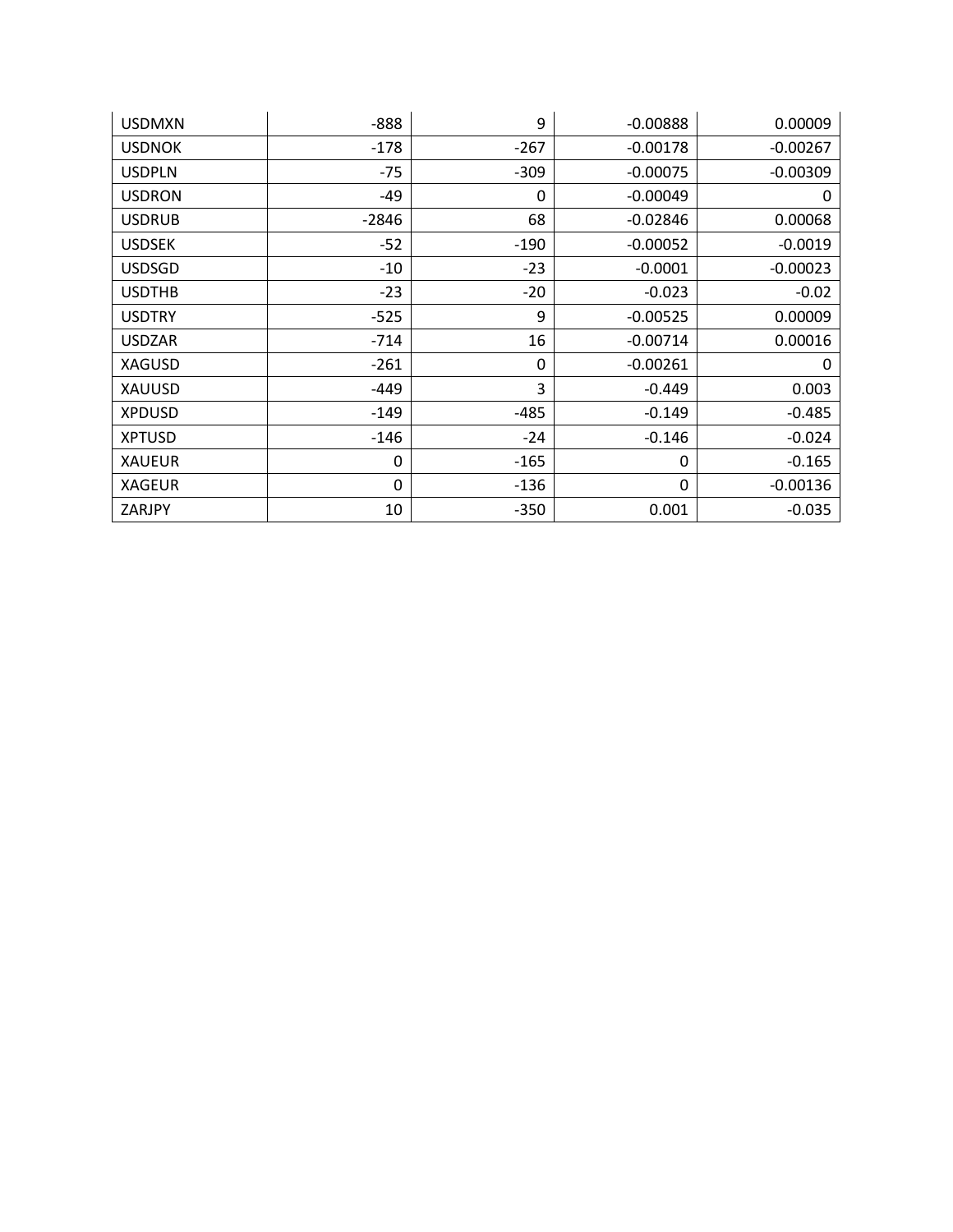| | | | | |
|---|---|---|---|---|
| USDMXN | -888 | 9 | -0.00888 | 0.00009 |
| USDNOK | -178 | -267 | -0.00178 | -0.00267 |
| USDPLN | -75 | -309 | -0.00075 | -0.00309 |
| USDRON | -49 | 0 | -0.00049 | 0 |
| USDRUB | -2846 | 68 | -0.02846 | 0.00068 |
| USDSEK | -52 | -190 | -0.00052 | -0.0019 |
| USDSGD | -10 | -23 | -0.0001 | -0.00023 |
| USDTHB | -23 | -20 | -0.023 | -0.02 |
| USDTRY | -525 | 9 | -0.00525 | 0.00009 |
| USDZAR | -714 | 16 | -0.00714 | 0.00016 |
| XAGUSD | -261 | 0 | -0.00261 | 0 |
| XAUUSD | -449 | 3 | -0.449 | 0.003 |
| XPDUSD | -149 | -485 | -0.149 | -0.485 |
| XPTUSD | -146 | -24 | -0.146 | -0.024 |
| XAUEUR | 0 | -165 | 0 | -0.165 |
| XAGEUR | 0 | -136 | 0 | -0.00136 |
| ZARJPY | 10 | -350 | 0.001 | -0.035 |